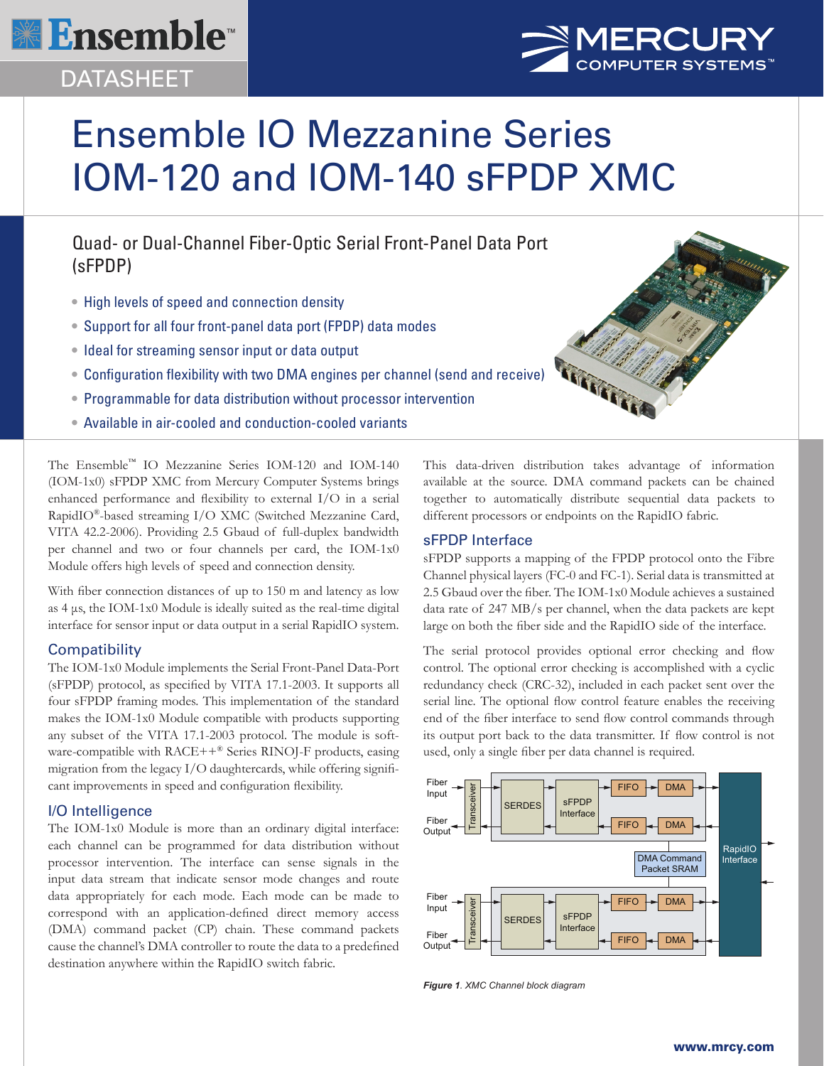Ensemble™ DATASHEET

MERCURY COMPUTER SYSTEMS™

# Ensemble IO Mezzanine Series IOM-120 and IOM-140 sFPDP XMC

## Quad- or Dual-Channel Fiber-Optic Serial Front-Panel Data Port (sFPDP)

- High levels of speed and connection density
- Support for all four front-panel data port (FPDP) data modes
- Ideal for streaming sensor input or data output
- Configuration flexibility with two DMA engines per channel (send and receive)
- Programmable for data distribution without processor intervention
- Available in air-cooled and conduction-cooled variants

The Ensemble™ IO Mezzanine Series IOM-120 and IOM-140 (IOM-1x0) sFPDP XMC from Mercury Computer Systems brings enhanced performance and flexibility to external I/O in a serial RapidIO®-based streaming I/O XMC (Switched Mezzanine Card, VITA 42.2-2006). Providing 2.5 Gbaud of full-duplex bandwidth per channel and two or four channels per card, the IOM-1x0 Module offers high levels of speed and connection density.

With fiber connection distances of up to 150 m and latency as low as 4 µs, the IOM-1x0 Module is ideally suited as the real-time digital interface for sensor input or data output in a serial RapidIO system.

### Compatibility

The IOM-1x0 Module implements the Serial Front-Panel Data-Port (sFPDP) protocol, as specified by VITA 17.1-2003. It supports all four sFPDP framing modes. This implementation of the standard makes the IOM-1x0 Module compatible with products supporting any subset of the VITA 17.1-2003 protocol. The module is software-compatible with RACE++® Series RINOJ-F products, easing migration from the legacy I/O daughtercards, while offering significant improvements in speed and configuration flexibility.

### I/O Intelligence

The IOM-1x0 Module is more than an ordinary digital interface: each channel can be programmed for data distribution without processor intervention. The interface can sense signals in the input data stream that indicate sensor mode changes and route data appropriately for each mode. Each mode can be made to correspond with an application-defined direct memory access (DMA) command packet (CP) chain. These command packets cause the channel's DMA controller to route the data to a predefined destination anywhere within the RapidIO switch fabric.

This data-driven distribution takes advantage of information available at the source. DMA command packets can be chained together to automatically distribute sequential data packets to different processors or endpoints on the RapidIO fabric.

### sFPDP Interface

sFPDP supports a mapping of the FPDP protocol onto the Fibre Channel physical layers (FC-0 and FC-1). Serial data is transmitted at 2.5 Gbaud over the fiber. The IOM-1x0 Module achieves a sustained data rate of 247 MB/s per channel, when the data packets are kept large on both the fiber side and the RapidIO side of the interface.

The serial protocol provides optional error checking and flow control. The optional error checking is accomplished with a cyclic redundancy check (CRC-32), included in each packet sent over the serial line. The optional flow control feature enables the receiving end of the fiber interface to send flow control commands through its output port back to the data transmitter. If flow control is not used, only a single fiber per data channel is required.

*Figure 1. XMC Channel block diagram*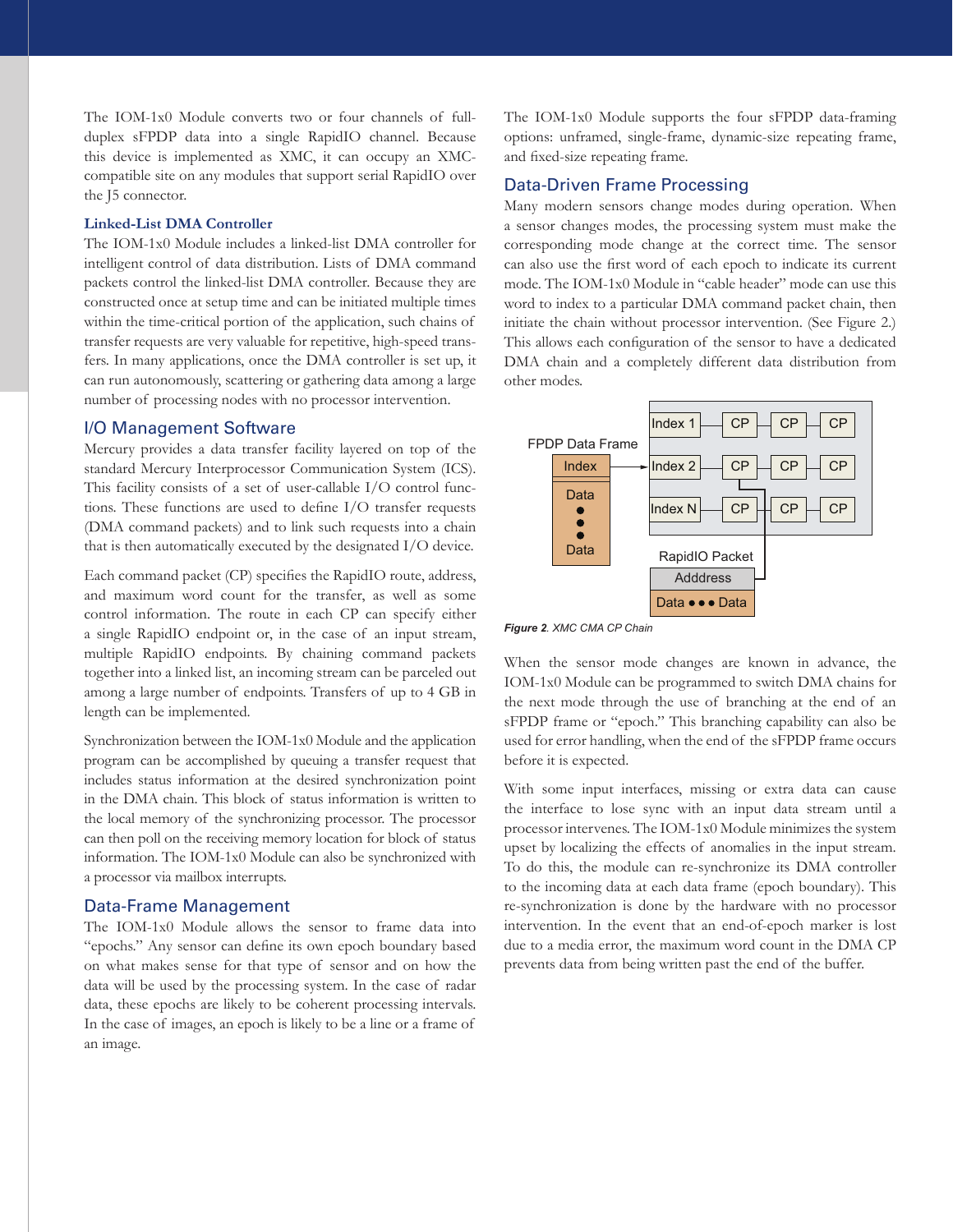The IOM-1x0 Module converts two or four channels of full-duplex sFPDP data into a single RapidIO channel. Because this device is implemented as XMC, it can occupy an XMC-compatible site on any modules that support serial RapidIO over the J5 connector.

### Linked-List DMA Controller

The IOM-1x0 Module includes a linked-list DMA controller for intelligent control of data distribution. Lists of DMA command packets control the linked-list DMA controller. Because they are constructed once at setup time and can be initiated multiple times within the time-critical portion of the application, such chains of transfer requests are very valuable for repetitive, high-speed transfers. In many applications, once the DMA controller is set up, it can run autonomously, scattering or gathering data among a large number of processing nodes with no processor intervention.

## I/O Management Software

Mercury provides a data transfer facility layered on top of the standard Mercury Interprocessor Communication System (ICS). This facility consists of a set of user-callable I/O control functions. These functions are used to define I/O transfer requests (DMA command packets) and to link such requests into a chain that is then automatically executed by the designated I/O device.

Each command packet (CP) specifies the RapidIO route, address, and maximum word count for the transfer, as well as some control information. The route in each CP can specify either a single RapidIO endpoint or, in the case of an input stream, multiple RapidIO endpoints. By chaining command packets together into a linked list, an incoming stream can be parceled out among a large number of endpoints. Transfers of up to 4 GB in length can be implemented.

Synchronization between the IOM-1x0 Module and the application program can be accomplished by queuing a transfer request that includes status information at the desired synchronization point in the DMA chain. This block of status information is written to the local memory of the synchronizing processor. The processor can then poll on the receiving memory location for block of status information. The IOM-1x0 Module can also be synchronized with a processor via mailbox interrupts.

## Data-Frame Management

The IOM-1x0 Module allows the sensor to frame data into "epochs." Any sensor can define its own epoch boundary based on what makes sense for that type of sensor and on how the data will be used by the processing system. In the case of radar data, these epochs are likely to be coherent processing intervals. In the case of images, an epoch is likely to be a line or a frame of an image.

The IOM-1x0 Module supports the four sFPDP data-framing options: unframed, single-frame, dynamic-size repeating frame, and fixed-size repeating frame.

## Data-Driven Frame Processing

Many modern sensors change modes during operation. When a sensor changes modes, the processing system must make the corresponding mode change at the correct time. The sensor can also use the first word of each epoch to indicate its current mode. The IOM-1x0 Module in "cable header" mode can use this word to index to a particular DMA command packet chain, then initiate the chain without processor intervention. (See Figure 2.) This allows each configuration of the sensor to have a dedicated DMA chain and a completely different data distribution from other modes.

*Figure 2. XMC CMA CP Chain*

When the sensor mode changes are known in advance, the IOM-1x0 Module can be programmed to switch DMA chains for the next mode through the use of branching at the end of an sFPDP frame or "epoch." This branching capability can also be used for error handling, when the end of the sFPDP frame occurs before it is expected.

With some input interfaces, missing or extra data can cause the interface to lose sync with an input data stream until a processor intervenes. The IOM-1x0 Module minimizes the system upset by localizing the effects of anomalies in the input stream. To do this, the module can re-synchronize its DMA controller to the incoming data at each data frame (epoch boundary). This re-synchronization is done by the hardware with no processor intervention. In the event that an end-of-epoch marker is lost due to a media error, the maximum word count in the DMA CP prevents data from being written past the end of the buffer.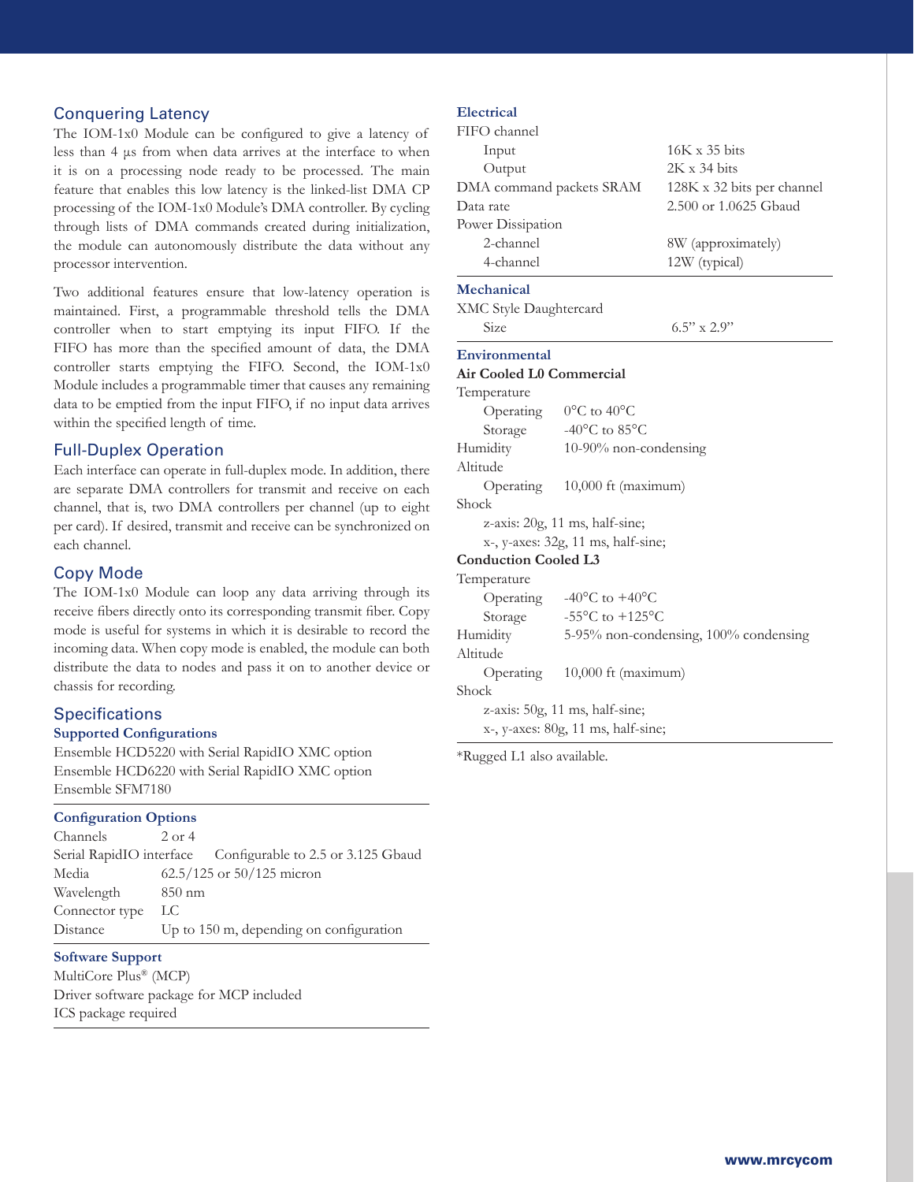## Conquering Latency

The IOM-1x0 Module can be configured to give a latency of less than 4 µs from when data arrives at the interface to when it is on a processing node ready to be processed. The main feature that enables this low latency is the linked-list DMA CP processing of the IOM-1x0 Module's DMA controller. By cycling through lists of DMA commands created during initialization, the module can autonomously distribute the data without any processor intervention.

Two additional features ensure that low-latency operation is maintained. First, a programmable threshold tells the DMA controller when to start emptying its input FIFO. If the FIFO has more than the specified amount of data, the DMA controller starts emptying the FIFO. Second, the IOM-1x0 Module includes a programmable timer that causes any remaining data to be emptied from the input FIFO, if no input data arrives within the specified length of time.

## Full-Duplex Operation

Each interface can operate in full-duplex mode. In addition, there are separate DMA controllers for transmit and receive on each channel, that is, two DMA controllers per channel (up to eight per card). If desired, transmit and receive can be synchronized on each channel.

## Copy Mode

The IOM-1x0 Module can loop any data arriving through its receive fibers directly onto its corresponding transmit fiber. Copy mode is useful for systems in which it is desirable to record the incoming data. When copy mode is enabled, the module can both distribute the data to nodes and pass it on to another device or chassis for recording.

## Specifications

### Supported Configurations

Ensemble HCD5220 with Serial RapidIO XMC option
Ensemble HCD6220 with Serial RapidIO XMC option
Ensemble SFM7180

### Configuration Options

| | |
|---|---|
| Channels | 2 or 4 |
| Serial RapidIO interface | Configurable to 2.5 or 3.125 Gbaud |
| Media | 62.5/125 or 50/125 micron |
| Wavelength | 850 nm |
| Connector type | LC |
| Distance | Up to 150 m, depending on configuration |

### Software Support

MultiCore Plus® (MCP)
Driver software package for MCP included
ICS package required

### Electrical

| | |
|---|---|
| FIFO channel | |
| Input | 16K x 35 bits |
| Output | 2K x 34 bits |
| DMA command packets SRAM | 128K x 32 bits per channel |
| Data rate | 2.500 or 1.0625 Gbaud |
| Power Dissipation | |
| 2-channel | 8W (approximately) |
| 4-channel | 12W (typical) |

### Mechanical

| | |
|---|---|
| XMC Style Daughtercard | |
| Size | 6.5" x 2.9" |

### Environmental

**Air Cooled L0 Commercial**

| | |
|---|---|
| Temperature | |
| Operating | 0°C to 40°C |
| Storage | -40°C to 85°C |
| Humidity | 10-90% non-condensing |
| Altitude | |
| Operating | 10,000 ft (maximum) |
| Shock | |
| z-axis: 20g, 11 ms, half-sine; | |
| x-, y-axes: 32g, 11 ms, half-sine; | |

**Conduction Cooled L3**

| | |
|---|---|
| Temperature | |
| Operating | -40°C to +40°C |
| Storage | -55°C to +125°C |
| Humidity | 5-95% non-condensing, 100% condensing |
| Altitude | |
| Operating | 10,000 ft (maximum) |
| Shock | |
| z-axis: 50g, 11 ms, half-sine; | |
| x-, y-axes: 80g, 11 ms, half-sine; | |

*Rugged L1 also available.

www.mrcycom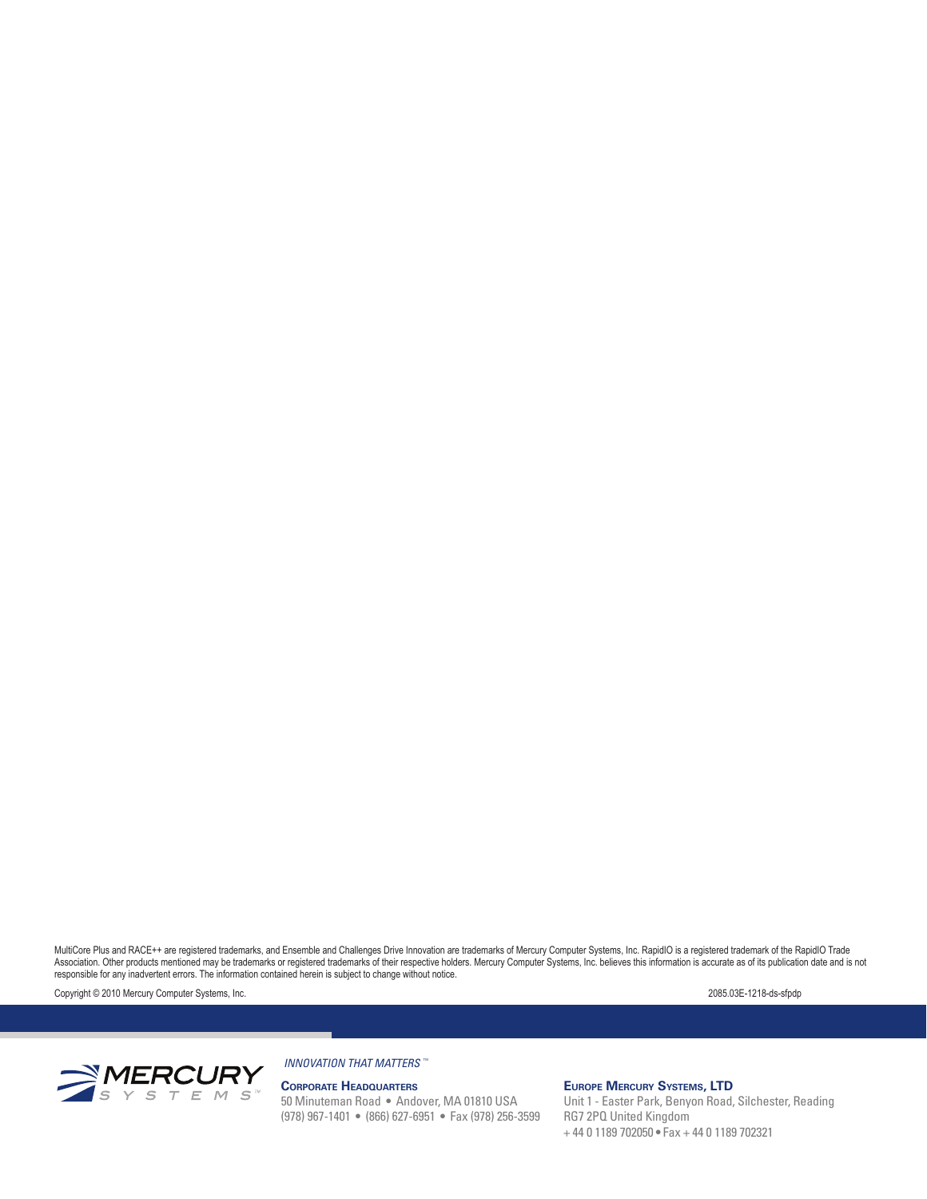MultiCore Plus and RACE++ are registered trademarks, and Ensemble and Challenges Drive Innovation are trademarks of Mercury Computer Systems, Inc. RapidIO is a registered trademark of the RapidIO Trade Association. Other products mentioned may be trademarks or registered trademarks of their respective holders. Mercury Computer Systems, Inc. believes this information is accurate as of its publication date and is not responsible for any inadvertent errors. The information contained herein is subject to change without notice.

Copyright © 2010 Mercury Computer Systems, Inc.

2085.03E-1218-ds-sfpdp

MERCURY SYSTEMS™

*INNOVATION THAT MATTERS™*

**CORPORATE HEADQUARTERS**
50 Minuteman Road • Andover, MA 01810 USA
(978) 967-1401 • (866) 627-6951 • Fax (978) 256-3599

**EUROPE MERCURY SYSTEMS, LTD**
Unit 1 - Easter Park, Benyon Road, Silchester, Reading
RG7 2PQ United Kingdom
+ 44 0 1189 702050 • Fax + 44 0 1189 702321